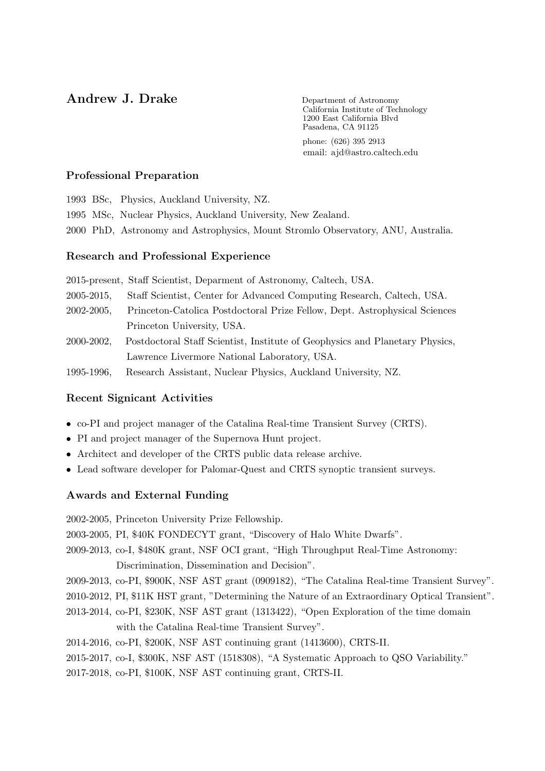# Andrew J. Drake

Department of Astronomy
California Institute of Technology
1200 East California Blvd
Pasadena, CA 91125

phone: (626) 395 2913
email: ajd@astro.caltech.edu

## Professional Preparation

1993 BSc, Physics, Auckland University, NZ.

1995 MSc, Nuclear Physics, Auckland University, New Zealand.

2000 PhD, Astronomy and Astrophysics, Mount Stromlo Observatory, ANU, Australia.

## Research and Professional Experience

2015-present, Staff Scientist, Deparment of Astronomy, Caltech, USA.

2005-2015, Staff Scientist, Center for Advanced Computing Research, Caltech, USA.

2002-2005, Princeton-Catolica Postdoctoral Prize Fellow, Dept. Astrophysical Sciences Princeton University, USA.

2000-2002, Postdoctoral Staff Scientist, Institute of Geophysics and Planetary Physics, Lawrence Livermore National Laboratory, USA.

1995-1996, Research Assistant, Nuclear Physics, Auckland University, NZ.

## Recent Signicant Activities

- co-PI and project manager of the Catalina Real-time Transient Survey (CRTS).
- PI and project manager of the Supernova Hunt project.
- Architect and developer of the CRTS public data release archive.
- Lead software developer for Palomar-Quest and CRTS synoptic transient surveys.

## Awards and External Funding

2002-2005, Princeton University Prize Fellowship.

2003-2005, PI, $40K FONDECYT grant, "Discovery of Halo White Dwarfs".

2009-2013, co-I, $480K grant, NSF OCI grant, "High Throughput Real-Time Astronomy: Discrimination, Dissemination and Decision".

2009-2013, co-PI, $900K, NSF AST grant (0909182), "The Catalina Real-time Transient Survey".

2010-2012, PI, $11K HST grant, "Determining the Nature of an Extraordinary Optical Transient".

2013-2014, co-PI, $230K, NSF AST grant (1313422), "Open Exploration of the time domain with the Catalina Real-time Transient Survey".

2014-2016, co-PI, $200K, NSF AST continuing grant (1413600), CRTS-II.

2015-2017, co-I, $300K, NSF AST (1518308), "A Systematic Approach to QSO Variability."

2017-2018, co-PI, $100K, NSF AST continuing grant, CRTS-II.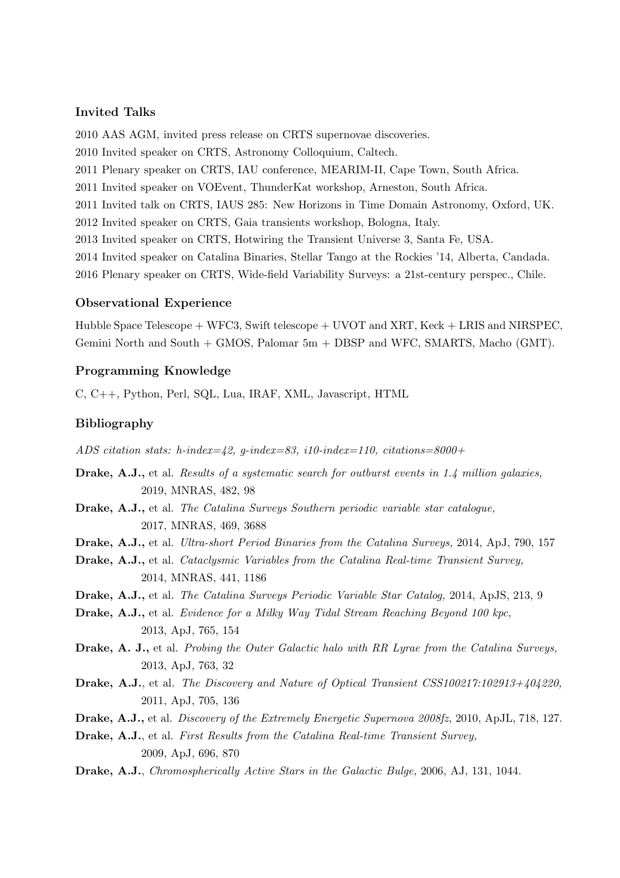### Invited Talks

2010 AAS AGM, invited press release on CRTS supernovae discoveries.

2010 Invited speaker on CRTS, Astronomy Colloquium, Caltech.

2011 Plenary speaker on CRTS, IAU conference, MEARIM-II, Cape Town, South Africa.

2011 Invited speaker on VOEvent, ThunderKat workshop, Arneston, South Africa.

2011 Invited talk on CRTS, IAUS 285: New Horizons in Time Domain Astronomy, Oxford, UK.

2012 Invited speaker on CRTS, Gaia transients workshop, Bologna, Italy.

2013 Invited speaker on CRTS, Hotwiring the Transient Universe 3, Santa Fe, USA.

2014 Invited speaker on Catalina Binaries, Stellar Tango at the Rockies '14, Alberta, Candada.

2016 Plenary speaker on CRTS, Wide-field Variability Surveys: a 21st-century perspec., Chile.

### Observational Experience

Hubble Space Telescope + WFC3, Swift telescope + UVOT and XRT, Keck + LRIS and NIRSPEC, Gemini North and South + GMOS, Palomar 5m + DBSP and WFC, SMARTS, Macho (GMT).

### Programming Knowledge

C, C++, Python, Perl, SQL, Lua, IRAF, XML, Javascript, HTML

### Bibliography

*ADS citation stats: h-index=42, g-index=83, i10-index=110, citations=8000+*

**Drake, A.J.,** et al. *Results of a systematic search for outburst events in 1.4 million galaxies,* 2019, MNRAS, 482, 98

**Drake, A.J.,** et al. *The Catalina Surveys Southern periodic variable star catalogue,* 2017, MNRAS, 469, 3688

**Drake, A.J.,** et al. *Ultra-short Period Binaries from the Catalina Surveys,* 2014, ApJ, 790, 157

**Drake, A.J.,** et al. *Cataclysmic Variables from the Catalina Real-time Transient Survey,* 2014, MNRAS, 441, 1186

**Drake, A.J.,** et al. *The Catalina Surveys Periodic Variable Star Catalog,* 2014, ApJS, 213, 9

**Drake, A.J.,** et al. *Evidence for a Milky Way Tidal Stream Reaching Beyond 100 kpc,* 2013, ApJ, 765, 154

**Drake, A. J.,** et al. *Probing the Outer Galactic halo with RR Lyrae from the Catalina Surveys,* 2013, ApJ, 763, 32

**Drake, A.J.**, et al. *The Discovery and Nature of Optical Transient CSS100217:102913+404220,* 2011, ApJ, 705, 136

**Drake, A.J.,** et al. *Discovery of the Extremely Energetic Supernova 2008fz,* 2010, ApJL, 718, 127.

**Drake, A.J.**, et al. *First Results from the Catalina Real-time Transient Survey,* 2009, ApJ, 696, 870

**Drake, A.J.**, *Chromospherically Active Stars in the Galactic Bulge,* 2006, AJ, 131, 1044.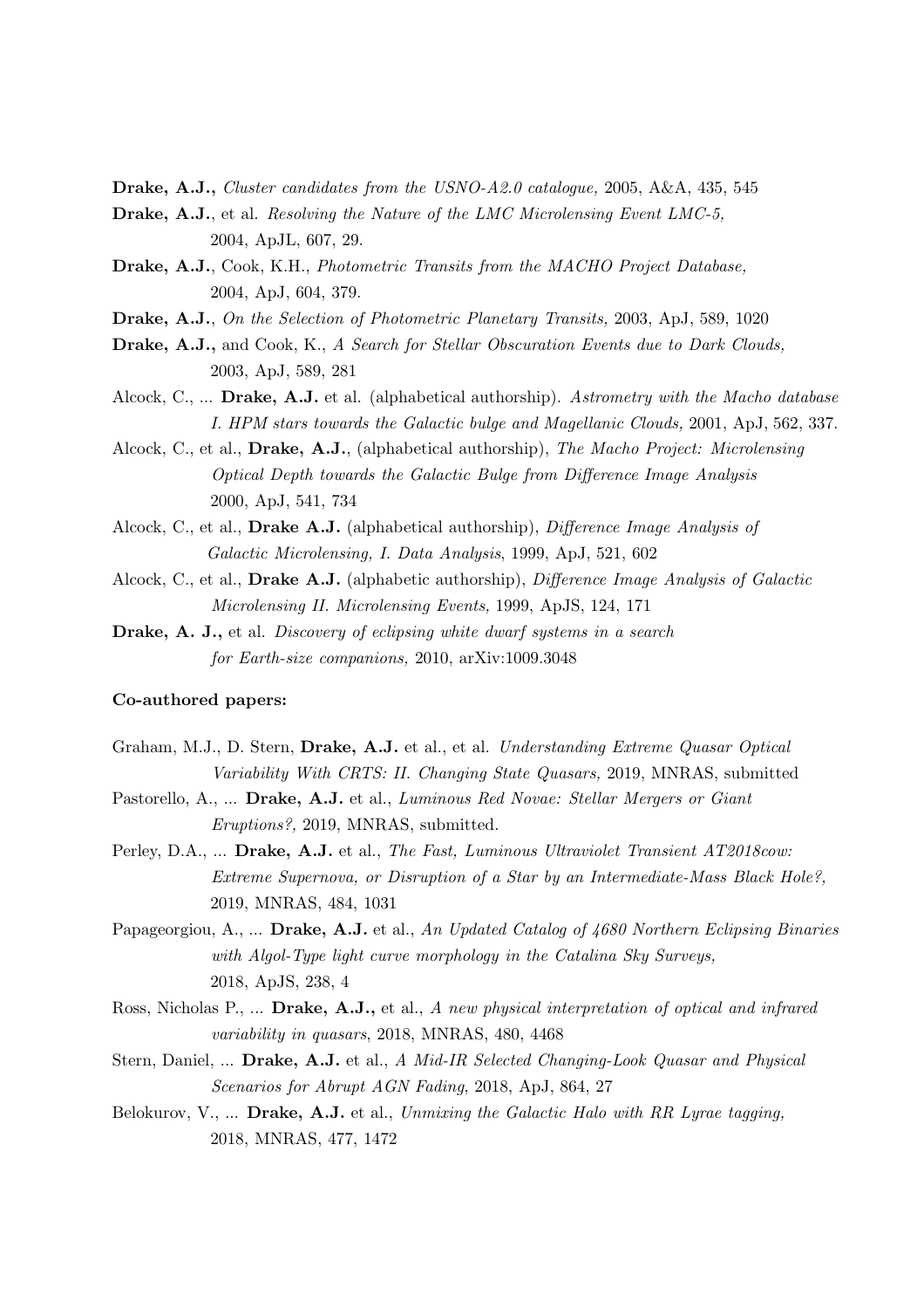**Drake, A.J.,** *Cluster candidates from the USNO-A2.0 catalogue,* 2005, A&A, 435, 545

**Drake, A.J.**, et al. *Resolving the Nature of the LMC Microlensing Event LMC-5,* 2004, ApJL, 607, 29.

**Drake, A.J.**, Cook, K.H., *Photometric Transits from the MACHO Project Database,* 2004, ApJ, 604, 379.

**Drake, A.J.**, *On the Selection of Photometric Planetary Transits,* 2003, ApJ, 589, 1020

**Drake, A.J.,** and Cook, K., *A Search for Stellar Obscuration Events due to Dark Clouds,* 2003, ApJ, 589, 281

Alcock, C., ... **Drake, A.J.** et al. (alphabetical authorship). *Astrometry with the Macho database I. HPM stars towards the Galactic bulge and Magellanic Clouds,* 2001, ApJ, 562, 337.

Alcock, C., et al., **Drake, A.J.**, (alphabetical authorship), *The Macho Project: Microlensing Optical Depth towards the Galactic Bulge from Difference Image Analysis* 2000, ApJ, 541, 734

Alcock, C., et al., **Drake A.J.** (alphabetical authorship), *Difference Image Analysis of Galactic Microlensing, I. Data Analysis*, 1999, ApJ, 521, 602

Alcock, C., et al., **Drake A.J.** (alphabetic authorship), *Difference Image Analysis of Galactic Microlensing II. Microlensing Events,* 1999, ApJS, 124, 171

**Drake, A. J.,** et al. *Discovery of eclipsing white dwarf systems in a search for Earth-size companions,* 2010, arXiv:1009.3048

**Co-authored papers:**

Graham, M.J., D. Stern, **Drake, A.J.** et al., et al. *Understanding Extreme Quasar Optical Variability With CRTS: II. Changing State Quasars,* 2019, MNRAS, submitted

Pastorello, A., ... **Drake, A.J.** et al., *Luminous Red Novae: Stellar Mergers or Giant Eruptions?,* 2019, MNRAS, submitted.

Perley, D.A., ... **Drake, A.J.** et al., *The Fast, Luminous Ultraviolet Transient AT2018cow: Extreme Supernova, or Disruption of a Star by an Intermediate-Mass Black Hole?,* 2019, MNRAS, 484, 1031

Papageorgiou, A., ... **Drake, A.J.** et al., *An Updated Catalog of 4680 Northern Eclipsing Binaries with Algol-Type light curve morphology in the Catalina Sky Surveys,* 2018, ApJS, 238, 4

Ross, Nicholas P., ... **Drake, A.J.,** et al., *A new physical interpretation of optical and infrared variability in quasars*, 2018, MNRAS, 480, 4468

Stern, Daniel, ... **Drake, A.J.** et al., *A Mid-IR Selected Changing-Look Quasar and Physical Scenarios for Abrupt AGN Fading*, 2018, ApJ, 864, 27

Belokurov, V., ... **Drake, A.J.** et al., *Unmixing the Galactic Halo with RR Lyrae tagging,* 2018, MNRAS, 477, 1472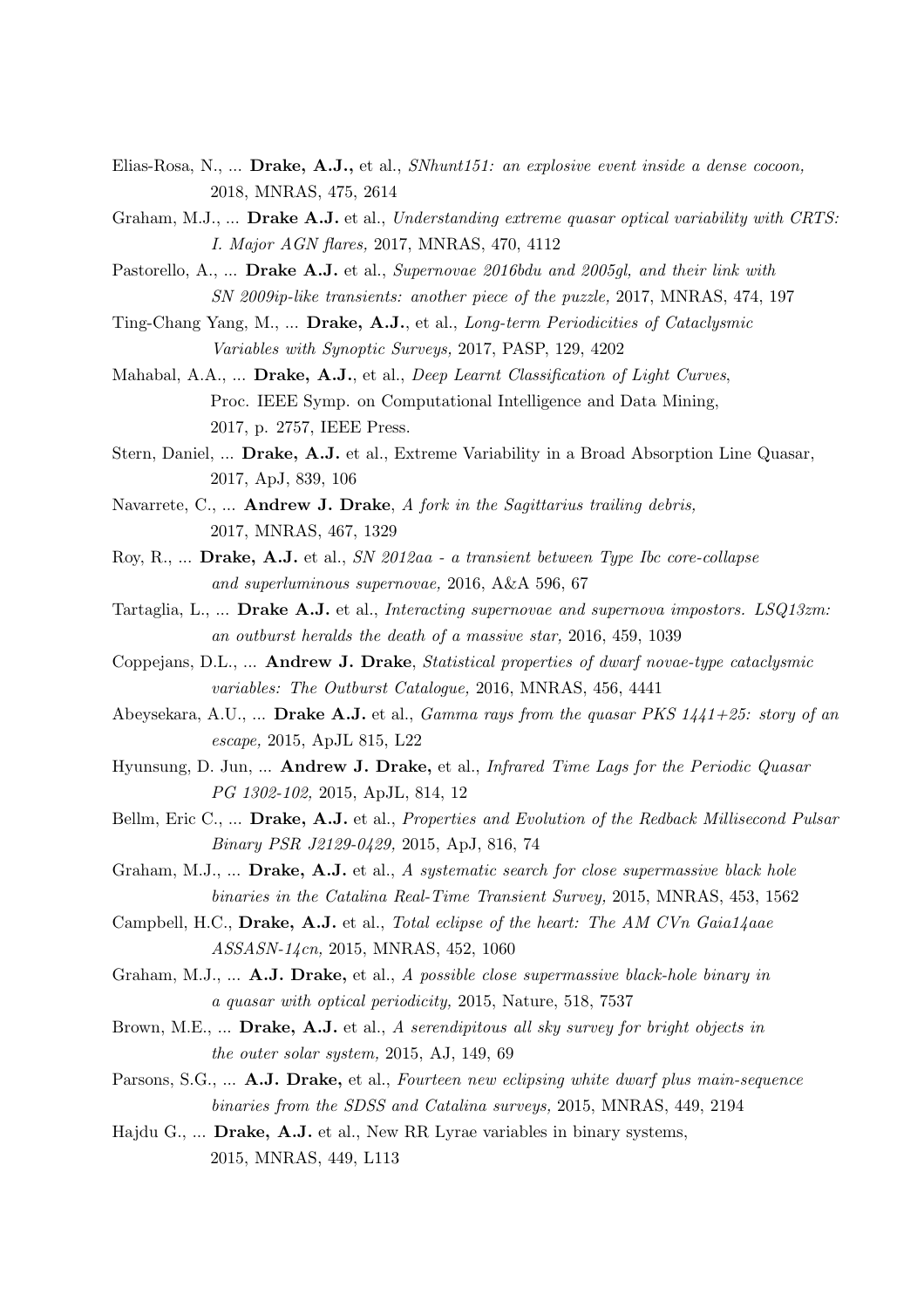Elias-Rosa, N., ... **Drake, A.J.,** et al., *SNhunt151: an explosive event inside a dense cocoon,* 2018, MNRAS, 475, 2614

Graham, M.J., ... **Drake A.J.** et al., *Understanding extreme quasar optical variability with CRTS: I. Major AGN flares,* 2017, MNRAS, 470, 4112

Pastorello, A., ... **Drake A.J.** et al., *Supernovae 2016bdu and 2005gl, and their link with SN 2009ip-like transients: another piece of the puzzle,* 2017, MNRAS, 474, 197

Ting-Chang Yang, M., ... **Drake, A.J.**, et al., *Long-term Periodicities of Cataclysmic Variables with Synoptic Surveys,* 2017, PASP, 129, 4202

Mahabal, A.A., ... **Drake, A.J.**, et al., *Deep Learnt Classification of Light Curves*, Proc. IEEE Symp. on Computational Intelligence and Data Mining, 2017, p. 2757, IEEE Press.

Stern, Daniel, ... **Drake, A.J.** et al., Extreme Variability in a Broad Absorption Line Quasar, 2017, ApJ, 839, 106

Navarrete, C., ... **Andrew J. Drake**, *A fork in the Sagittarius trailing debris,* 2017, MNRAS, 467, 1329

Roy, R., ... **Drake, A.J.** et al., *SN 2012aa - a transient between Type Ibc core-collapse and superluminous supernovae,* 2016, A&A 596, 67

Tartaglia, L., ... **Drake A.J.** et al., *Interacting supernovae and supernova impostors. LSQ13zm: an outburst heralds the death of a massive star,* 2016, 459, 1039

Coppejans, D.L., ... **Andrew J. Drake**, *Statistical properties of dwarf novae-type cataclysmic variables: The Outburst Catalogue,* 2016, MNRAS, 456, 4441

Abeysekara, A.U., ... **Drake A.J.** et al., *Gamma rays from the quasar PKS 1441+25: story of an escape,* 2015, ApJL 815, L22

Hyunsung, D. Jun, ... **Andrew J. Drake,** et al., *Infrared Time Lags for the Periodic Quasar PG 1302-102,* 2015, ApJL, 814, 12

Bellm, Eric C., ... **Drake, A.J.** et al., *Properties and Evolution of the Redback Millisecond Pulsar Binary PSR J2129-0429,* 2015, ApJ, 816, 74

Graham, M.J., ... **Drake, A.J.** et al., *A systematic search for close supermassive black hole binaries in the Catalina Real-Time Transient Survey,* 2015, MNRAS, 453, 1562

Campbell, H.C., **Drake, A.J.** et al., *Total eclipse of the heart: The AM CVn Gaia14aae ASSASN-14cn,* 2015, MNRAS, 452, 1060

Graham, M.J., ... **A.J. Drake,** et al., *A possible close supermassive black-hole binary in a quasar with optical periodicity,* 2015, Nature, 518, 7537

Brown, M.E., ... **Drake, A.J.** et al., *A serendipitous all sky survey for bright objects in the outer solar system,* 2015, AJ, 149, 69

Parsons, S.G., ... **A.J. Drake,** et al., *Fourteen new eclipsing white dwarf plus main-sequence binaries from the SDSS and Catalina surveys,* 2015, MNRAS, 449, 2194

Hajdu G., ... **Drake, A.J.** et al., New RR Lyrae variables in binary systems, 2015, MNRAS, 449, L113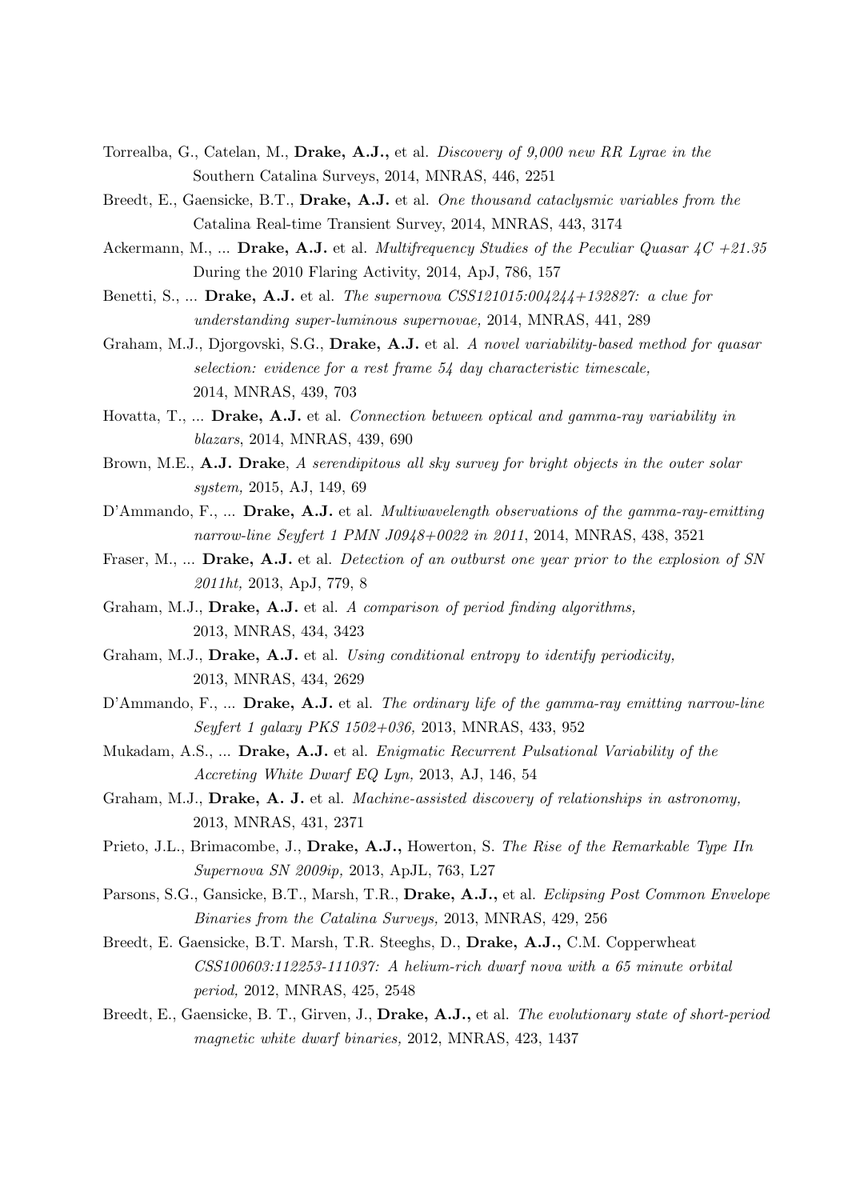Torrealba, G., Catelan, M., **Drake, A.J.,** et al. *Discovery of 9,000 new RR Lyrae in the* Southern Catalina Surveys, 2014, MNRAS, 446, 2251

Breedt, E., Gaensicke, B.T., **Drake, A.J.** et al. *One thousand cataclysmic variables from the* Catalina Real-time Transient Survey, 2014, MNRAS, 443, 3174

Ackermann, M., ... **Drake, A.J.** et al. *Multifrequency Studies of the Peculiar Quasar 4C +21.35* During the 2010 Flaring Activity, 2014, ApJ, 786, 157

Benetti, S., ... **Drake, A.J.** et al. *The supernova CSS121015:004244+132827: a clue for understanding super-luminous supernovae,* 2014, MNRAS, 441, 289

Graham, M.J., Djorgovski, S.G., **Drake, A.J.** et al. *A novel variability-based method for quasar selection: evidence for a rest frame 54 day characteristic timescale,* 2014, MNRAS, 439, 703

Hovatta, T., ... **Drake, A.J.** et al. *Connection between optical and gamma-ray variability in blazars*, 2014, MNRAS, 439, 690

Brown, M.E., **A.J. Drake**, *A serendipitous all sky survey for bright objects in the outer solar system,* 2015, AJ, 149, 69

D'Ammando, F., ... **Drake, A.J.** et al. *Multiwavelength observations of the gamma-ray-emitting narrow-line Seyfert 1 PMN J0948+0022 in 2011*, 2014, MNRAS, 438, 3521

Fraser, M., ... **Drake, A.J.** et al. *Detection of an outburst one year prior to the explosion of SN 2011ht,* 2013, ApJ, 779, 8

Graham, M.J., **Drake, A.J.** et al. *A comparison of period finding algorithms,* 2013, MNRAS, 434, 3423

Graham, M.J., **Drake, A.J.** et al. *Using conditional entropy to identify periodicity,* 2013, MNRAS, 434, 2629

D'Ammando, F., ... **Drake, A.J.** et al. *The ordinary life of the gamma-ray emitting narrow-line Seyfert 1 galaxy PKS 1502+036,* 2013, MNRAS, 433, 952

Mukadam, A.S., ... **Drake, A.J.** et al. *Enigmatic Recurrent Pulsational Variability of the Accreting White Dwarf EQ Lyn,* 2013, AJ, 146, 54

Graham, M.J., **Drake, A. J.** et al. *Machine-assisted discovery of relationships in astronomy,* 2013, MNRAS, 431, 2371

Prieto, J.L., Brimacombe, J., **Drake, A.J.,** Howerton, S. *The Rise of the Remarkable Type IIn Supernova SN 2009ip,* 2013, ApJL, 763, L27

Parsons, S.G., Gansicke, B.T., Marsh, T.R., **Drake, A.J.,** et al. *Eclipsing Post Common Envelope Binaries from the Catalina Surveys,* 2013, MNRAS, 429, 256

Breedt, E. Gaensicke, B.T. Marsh, T.R. Steeghs, D., **Drake, A.J.,** C.M. Copperwheat *CSS100603:112253-111037: A helium-rich dwarf nova with a 65 minute orbital period,* 2012, MNRAS, 425, 2548

Breedt, E., Gaensicke, B. T., Girven, J., **Drake, A.J.,** et al. *The evolutionary state of short-period magnetic white dwarf binaries,* 2012, MNRAS, 423, 1437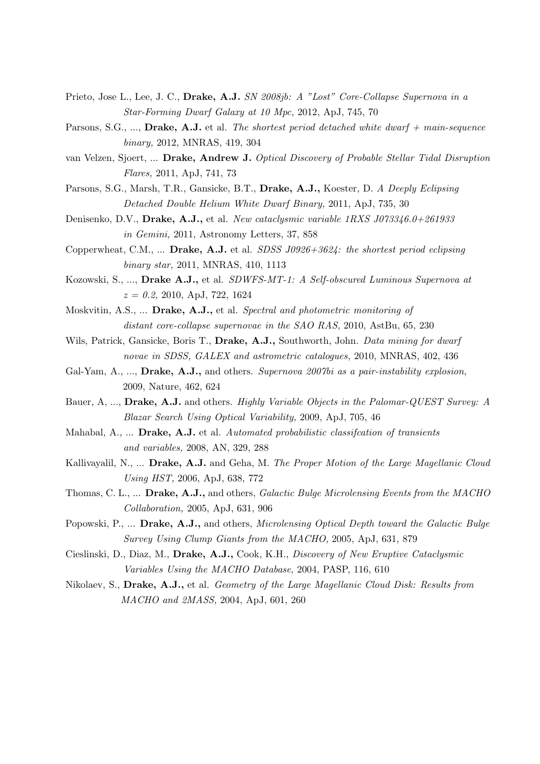Prieto, Jose L., Lee, J. C., **Drake, A.J.** *SN 2008jb: A "Lost" Core-Collapse Supernova in a Star-Forming Dwarf Galaxy at 10 Mpc,* 2012, ApJ, 745, 70

Parsons, S.G., ..., **Drake, A.J.** et al. *The shortest period detached white dwarf + main-sequence binary,* 2012, MNRAS, 419, 304

van Velzen, Sjoert, ... **Drake, Andrew J.** *Optical Discovery of Probable Stellar Tidal Disruption Flares,* 2011, ApJ, 741, 73

Parsons, S.G., Marsh, T.R., Gansicke, B.T., **Drake, A.J.,** Koester, D. *A Deeply Eclipsing Detached Double Helium White Dwarf Binary,* 2011, ApJ, 735, 30

Denisenko, D.V., **Drake, A.J.,** et al. *New cataclysmic variable 1RXS J073346.0+261933 in Gemini,* 2011, Astronomy Letters, 37, 858

Copperwheat, C.M., ... **Drake, A.J.** et al. *SDSS J0926+3624: the shortest period eclipsing binary star,* 2011, MNRAS, 410, 1113

Kozowski, S., ..., **Drake A.J.,** et al. *SDWFS-MT-1: A Self-obscured Luminous Supernova at $z = 0.2$,* 2010, ApJ, 722, 1624

Moskvitin, A.S., ... **Drake, A.J.,** et al. *Spectral and photometric monitoring of distant core-collapse supernovae in the SAO RAS,* 2010, AstBu, 65, 230

Wils, Patrick, Gansicke, Boris T., **Drake, A.J.,** Southworth, John. *Data mining for dwarf novae in SDSS, GALEX and astrometric catalogues,* 2010, MNRAS, 402, 436

Gal-Yam, A., ..., **Drake, A.J.,** and others. *Supernova 2007bi as a pair-instability explosion,* 2009, Nature, 462, 624

Bauer, A, ..., **Drake, A.J.** and others. *Highly Variable Objects in the Palomar-QUEST Survey: A Blazar Search Using Optical Variability,* 2009, ApJ, 705, 46

Mahabal, A., ... **Drake, A.J.** et al. *Automated probabilistic classifcation of transients and variables,* 2008, AN, 329, 288

Kallivayalil, N., ... **Drake, A.J.** and Geha, M. *The Proper Motion of the Large Magellanic Cloud Using HST,* 2006, ApJ, 638, 772

Thomas, C. L., ... **Drake, A.J.,** and others, *Galactic Bulge Microlensing Events from the MACHO Collaboration,* 2005, ApJ, 631, 906

Popowski, P., ... **Drake, A.J.,** and others, *Microlensing Optical Depth toward the Galactic Bulge Survey Using Clump Giants from the MACHO,* 2005, ApJ, 631, 879

Cieslinski, D., Diaz, M., **Drake, A.J.,** Cook, K.H., *Discovery of New Eruptive Cataclysmic Variables Using the MACHO Database*, 2004, PASP, 116, 610

Nikolaev, S., **Drake, A.J.,** et al. *Geometry of the Large Magellanic Cloud Disk: Results from MACHO and 2MASS,* 2004, ApJ, 601, 260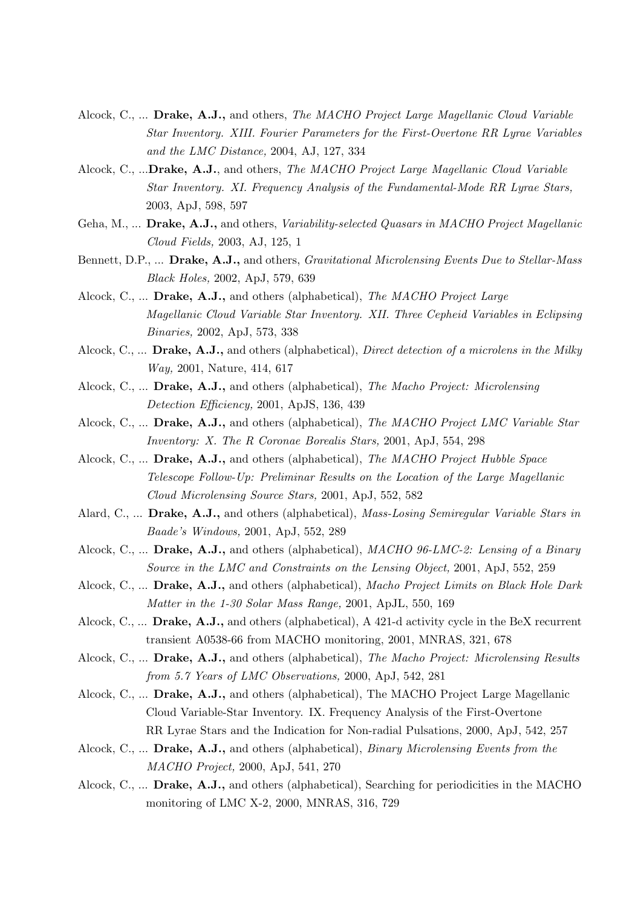Alcock, C., ... **Drake, A.J.,** and others, *The MACHO Project Large Magellanic Cloud Variable Star Inventory. XIII. Fourier Parameters for the First-Overtone RR Lyrae Variables and the LMC Distance,* 2004, AJ, 127, 334

Alcock, C., ...**Drake, A.J.**, and others, *The MACHO Project Large Magellanic Cloud Variable Star Inventory. XI. Frequency Analysis of the Fundamental-Mode RR Lyrae Stars,* 2003, ApJ, 598, 597

Geha, M., ... **Drake, A.J.,** and others, *Variability-selected Quasars in MACHO Project Magellanic Cloud Fields,* 2003, AJ, 125, 1

Bennett, D.P., ... **Drake, A.J.,** and others, *Gravitational Microlensing Events Due to Stellar-Mass Black Holes,* 2002, ApJ, 579, 639

Alcock, C., ... **Drake, A.J.,** and others (alphabetical), *The MACHO Project Large Magellanic Cloud Variable Star Inventory. XII. Three Cepheid Variables in Eclipsing Binaries,* 2002, ApJ, 573, 338

Alcock, C., ... **Drake, A.J.,** and others (alphabetical), *Direct detection of a microlens in the Milky Way,* 2001, Nature, 414, 617

Alcock, C., ... **Drake, A.J.,** and others (alphabetical), *The Macho Project: Microlensing Detection Efficiency,* 2001, ApJS, 136, 439

Alcock, C., ... **Drake, A.J.,** and others (alphabetical), *The MACHO Project LMC Variable Star Inventory: X. The R Coronae Borealis Stars,* 2001, ApJ, 554, 298

Alcock, C., ... **Drake, A.J.,** and others (alphabetical), *The MACHO Project Hubble Space Telescope Follow-Up: Preliminar Results on the Location of the Large Magellanic Cloud Microlensing Source Stars,* 2001, ApJ, 552, 582

Alard, C., ... **Drake, A.J.,** and others (alphabetical), *Mass-Losing Semiregular Variable Stars in Baade's Windows,* 2001, ApJ, 552, 289

Alcock, C., ... **Drake, A.J.,** and others (alphabetical), *MACHO 96-LMC-2: Lensing of a Binary Source in the LMC and Constraints on the Lensing Object,* 2001, ApJ, 552, 259

Alcock, C., ... **Drake, A.J.,** and others (alphabetical), *Macho Project Limits on Black Hole Dark Matter in the 1-30 Solar Mass Range,* 2001, ApJL, 550, 169

Alcock, C., ... **Drake, A.J.,** and others (alphabetical), A 421-d activity cycle in the BeX recurrent transient A0538-66 from MACHO monitoring, 2001, MNRAS, 321, 678

Alcock, C., ... **Drake, A.J.,** and others (alphabetical), *The Macho Project: Microlensing Results from 5.7 Years of LMC Observations,* 2000, ApJ, 542, 281

Alcock, C., ... **Drake, A.J.,** and others (alphabetical), The MACHO Project Large Magellanic Cloud Variable-Star Inventory. IX. Frequency Analysis of the First-Overtone RR Lyrae Stars and the Indication for Non-radial Pulsations, 2000, ApJ, 542, 257

Alcock, C., ... **Drake, A.J.,** and others (alphabetical), *Binary Microlensing Events from the MACHO Project,* 2000, ApJ, 541, 270

Alcock, C., ... **Drake, A.J.,** and others (alphabetical), Searching for periodicities in the MACHO monitoring of LMC X-2, 2000, MNRAS, 316, 729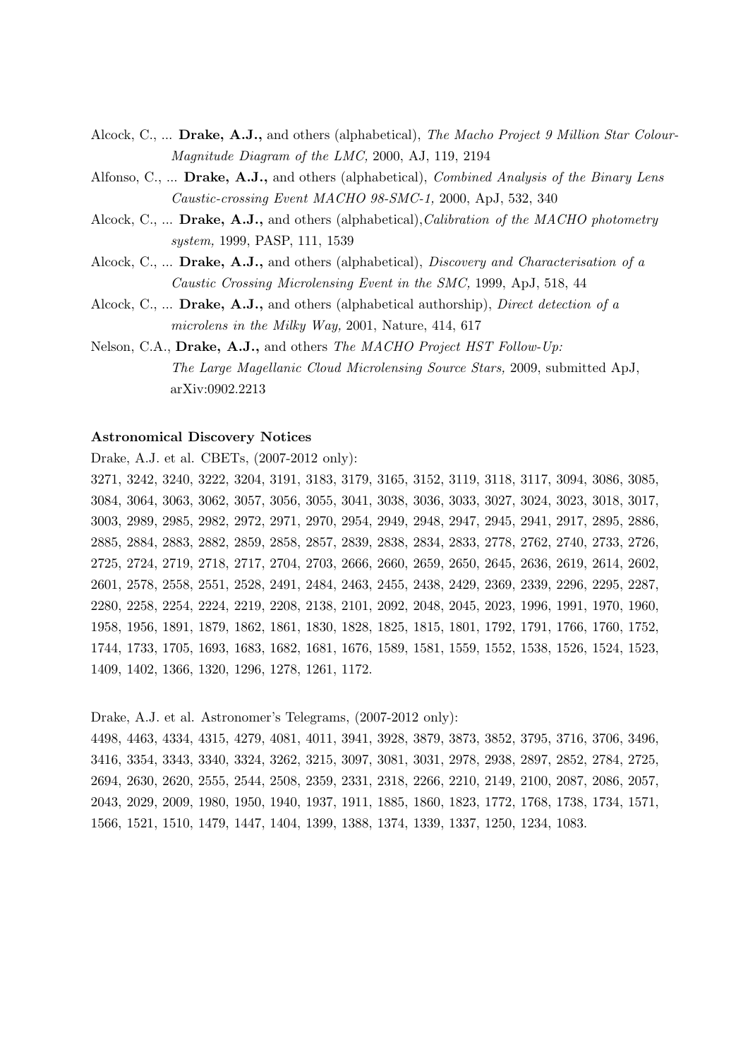Alcock, C., ... **Drake, A.J.,** and others (alphabetical), *The Macho Project 9 Million Star Colour-Magnitude Diagram of the LMC,* 2000, AJ, 119, 2194

Alfonso, C., ... **Drake, A.J.,** and others (alphabetical), *Combined Analysis of the Binary Lens Caustic-crossing Event MACHO 98-SMC-1,* 2000, ApJ, 532, 340

Alcock, C., ... **Drake, A.J.,** and others (alphabetical),*Calibration of the MACHO photometry system,* 1999, PASP, 111, 1539

Alcock, C., ... **Drake, A.J.,** and others (alphabetical), *Discovery and Characterisation of a Caustic Crossing Microlensing Event in the SMC,* 1999, ApJ, 518, 44

Alcock, C., ... **Drake, A.J.,** and others (alphabetical authorship), *Direct detection of a microlens in the Milky Way,* 2001, Nature, 414, 617

Nelson, C.A., **Drake, A.J.,** and others *The MACHO Project HST Follow-Up: The Large Magellanic Cloud Microlensing Source Stars,* 2009, submitted ApJ, arXiv:0902.2213

**Astronomical Discovery Notices**

Drake, A.J. et al. CBETs, (2007-2012 only):
3271, 3242, 3240, 3222, 3204, 3191, 3183, 3179, 3165, 3152, 3119, 3118, 3117, 3094, 3086, 3085, 3084, 3064, 3063, 3062, 3057, 3056, 3055, 3041, 3038, 3036, 3033, 3027, 3024, 3023, 3018, 3017, 3003, 2989, 2985, 2982, 2972, 2971, 2970, 2954, 2949, 2948, 2947, 2945, 2941, 2917, 2895, 2886, 2885, 2884, 2883, 2882, 2859, 2858, 2857, 2839, 2838, 2834, 2833, 2778, 2762, 2740, 2733, 2726, 2725, 2724, 2719, 2718, 2717, 2704, 2703, 2666, 2660, 2659, 2650, 2645, 2636, 2619, 2614, 2602, 2601, 2578, 2558, 2551, 2528, 2491, 2484, 2463, 2455, 2438, 2429, 2369, 2339, 2296, 2295, 2287, 2280, 2258, 2254, 2224, 2219, 2208, 2138, 2101, 2092, 2048, 2045, 2023, 1996, 1991, 1970, 1960, 1958, 1956, 1891, 1879, 1862, 1861, 1830, 1828, 1825, 1815, 1801, 1792, 1791, 1766, 1760, 1752, 1744, 1733, 1705, 1693, 1683, 1682, 1681, 1676, 1589, 1581, 1559, 1552, 1538, 1526, 1524, 1523, 1409, 1402, 1366, 1320, 1296, 1278, 1261, 1172.

Drake, A.J. et al. Astronomer's Telegrams, (2007-2012 only):
4498, 4463, 4334, 4315, 4279, 4081, 4011, 3941, 3928, 3879, 3873, 3852, 3795, 3716, 3706, 3496, 3416, 3354, 3343, 3340, 3324, 3262, 3215, 3097, 3081, 3031, 2978, 2938, 2897, 2852, 2784, 2725, 2694, 2630, 2620, 2555, 2544, 2508, 2359, 2331, 2318, 2266, 2210, 2149, 2100, 2087, 2086, 2057, 2043, 2029, 2009, 1980, 1950, 1940, 1937, 1911, 1885, 1860, 1823, 1772, 1768, 1738, 1734, 1571, 1566, 1521, 1510, 1479, 1447, 1404, 1399, 1388, 1374, 1339, 1337, 1250, 1234, 1083.